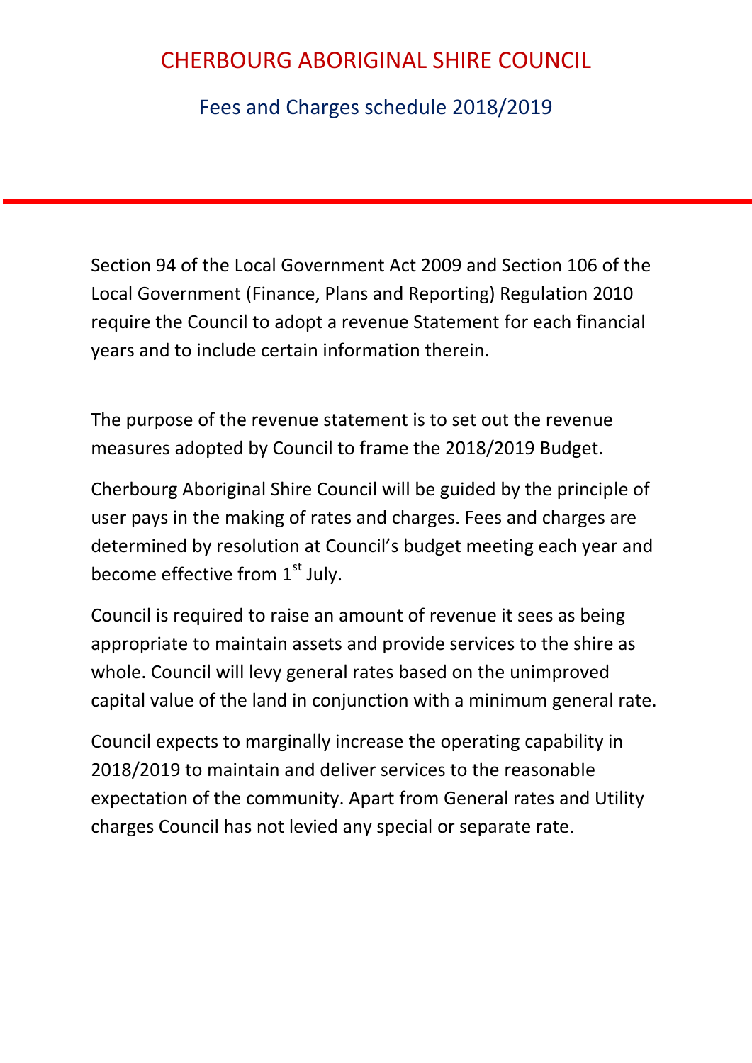# CHERBOURG ABORIGINAL SHIRE COUNCIL

## Fees and Charges schedule 2018/2019

Section 94 of the Local Government Act 2009 and Section 106 of the Local Government (Finance, Plans and Reporting) Regulation 2010 require the Council to adopt a revenue Statement for each financial years and to include certain information therein.

The purpose of the revenue statement is to set out the revenue measures adopted by Council to frame the 2018/2019 Budget.

Cherbourg Aboriginal Shire Council will be guided by the principle of user pays in the making of rates and charges. Fees and charges are determined by resolution at Council's budget meeting each year and become effective from 1st July.

Council is required to raise an amount of revenue it sees as being appropriate to maintain assets and provide services to the shire as whole. Council will levy general rates based on the unimproved capital value of the land in conjunction with a minimum general rate.

Council expects to marginally increase the operating capability in 2018/2019 to maintain and deliver services to the reasonable expectation of the community. Apart from General rates and Utility charges Council has not levied any special or separate rate.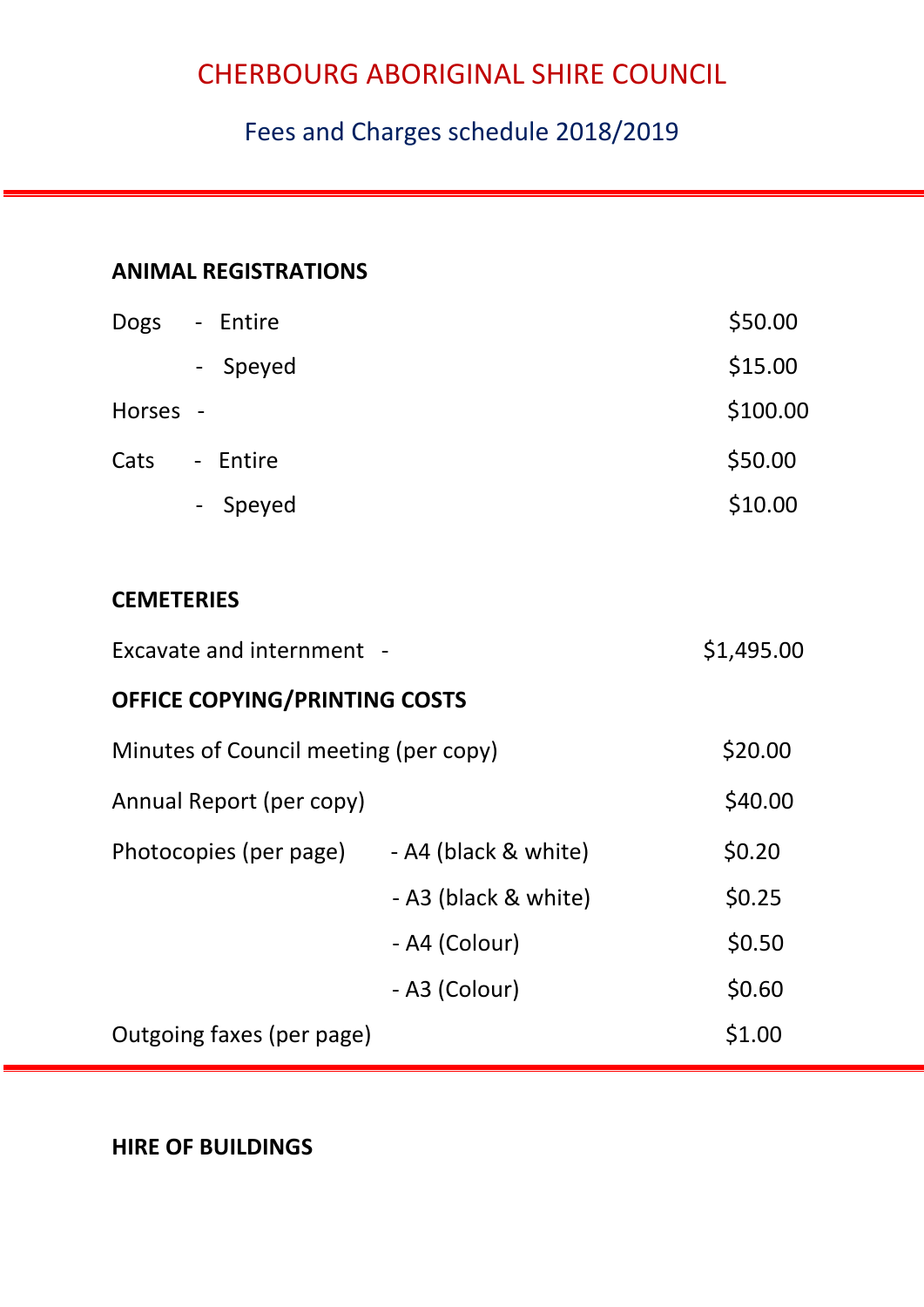# CHERBOURG ABORIGINAL SHIRE COUNCIL

## Fees and Charges schedule 2018/2019

### ANIMAL REGISTRATIONS

| | | |
|---|---|---|
| Dogs | - Entire | $50.00 |
| | - Speyed | $15.00 |
| Horses | - | $100.00 |
| Cats | - Entire | $50.00 |
| | - Speyed | $10.00 |

### CEMETERIES

| | |
|---|---|
| Excavate and internment - | $1,495.00 |

### OFFICE COPYING/PRINTING COSTS

| | | |
|---|---|---|
| Minutes of Council meeting (per copy) | | $20.00 |
| Annual Report (per copy) | | $40.00 |
| Photocopies (per page) | - A4 (black & white) | $0.20 |
| | - A3 (black & white) | $0.25 |
| | - A4 (Colour) | $0.50 |
| | - A3 (Colour) | $0.60 |
| Outgoing faxes (per page) | | $1.00 |

### HIRE OF BUILDINGS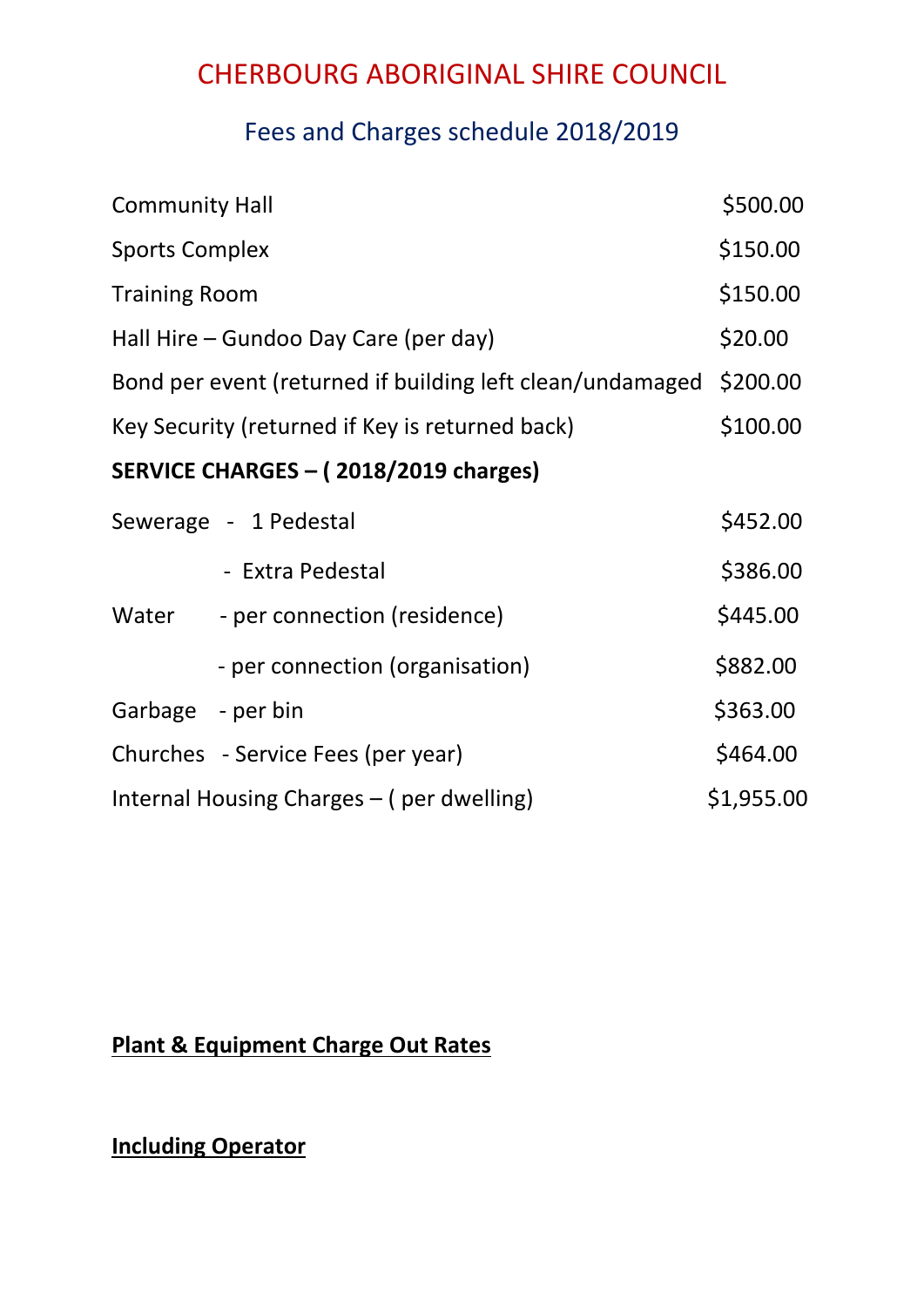# CHERBOURG ABORIGINAL SHIRE COUNCIL

## Fees and Charges schedule 2018/2019

| | |
|---|---|
| Community Hall | $500.00 |
| Sports Complex | $150.00 |
| Training Room | $150.00 |
| Hall Hire – Gundoo Day Care (per day) | $20.00 |
| Bond per event (returned if building left clean/undamaged | $200.00 |
| Key Security (returned if Key is returned back) | $100.00 |

**SERVICE CHARGES – ( 2018/2019 charges)**

| | | |
|---|---|---|
| Sewerage | - 1 Pedestal | $452.00 |
| | - Extra Pedestal | $386.00 |
| Water | - per connection (residence) | $445.00 |
| | - per connection (organisation) | $882.00 |
| Garbage | - per bin | $363.00 |
| Churches | - Service Fees (per year) | $464.00 |
| Internal Housing Charges – ( per dwelling) | | $1,955.00 |

**<u>Plant & Equipment Charge Out Rates</u>**

**<u>Including Operator</u>**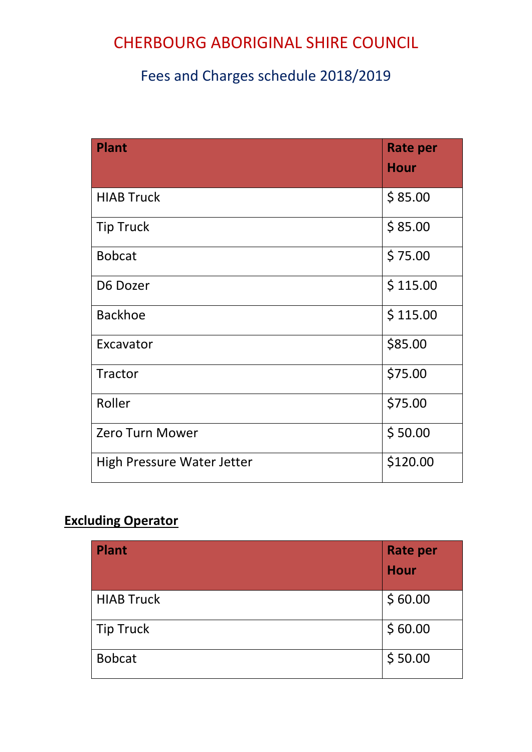# CHERBOURG ABORIGINAL SHIRE COUNCIL

## Fees and Charges schedule 2018/2019

| **Plant** | **Rate per Hour** |
|---|---|
| HIAB Truck | $ 85.00 |
| Tip Truck | $ 85.00 |
| Bobcat | $ 75.00 |
| D6 Dozer | $ 115.00 |
| Backhoe | $ 115.00 |
| Excavator | $85.00 |
| Tractor | $75.00 |
| Roller | $75.00 |
| Zero Turn Mower | $ 50.00 |
| High Pressure Water Jetter | $120.00 |

**Excluding Operator**

| **Plant** | **Rate per Hour** |
|---|---|
| HIAB Truck | $ 60.00 |
| Tip Truck | $ 60.00 |
| Bobcat | $ 50.00 |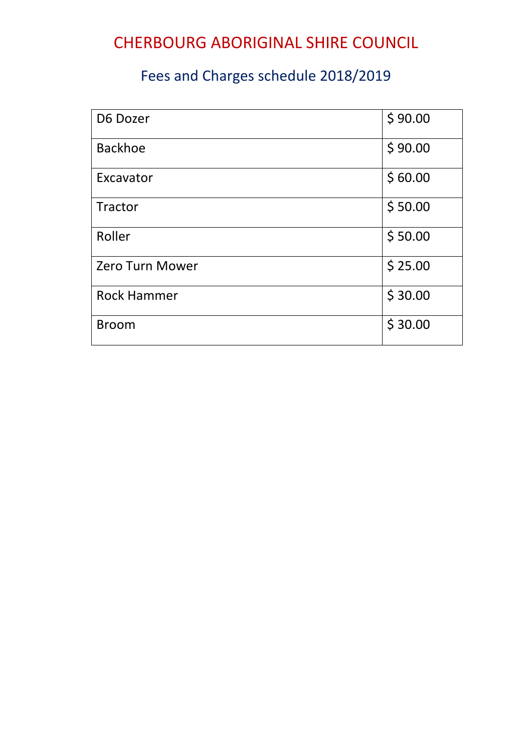# CHERBOURG ABORIGINAL SHIRE COUNCIL

## Fees and Charges schedule 2018/2019

| | |
|---|---|
| D6 Dozer | $ 90.00 |
| Backhoe | $ 90.00 |
| Excavator | $ 60.00 |
| Tractor | $ 50.00 |
| Roller | $ 50.00 |
| Zero Turn Mower | $ 25.00 |
| Rock Hammer | $ 30.00 |
| Broom | $ 30.00 |